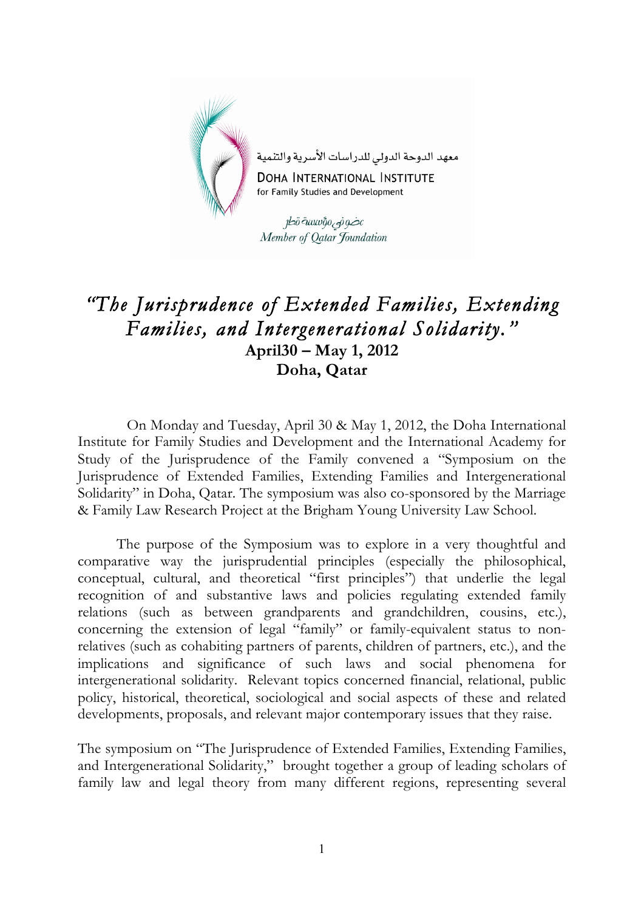معهد الدوحة الدولي للدراسات الأسرية والتنمية

DOHA INTERNATIONAL INSTITUTE
for Family Studies and Development

عضو في مؤسسة قطر
*Member of Qatar Foundation*

# *"The Jurisprudence of Extended Families, Extending Families, and Intergenerational Solidarity."*

**April30 – May 1, 2012**
**Doha, Qatar**

On Monday and Tuesday, April 30 & May 1, 2012, the Doha International Institute for Family Studies and Development and the International Academy for Study of the Jurisprudence of the Family convened a "Symposium on the Jurisprudence of Extended Families, Extending Families and Intergenerational Solidarity" in Doha, Qatar. The symposium was also co-sponsored by the Marriage & Family Law Research Project at the Brigham Young University Law School.

The purpose of the Symposium was to explore in a very thoughtful and comparative way the jurisprudential principles (especially the philosophical, conceptual, cultural, and theoretical "first principles") that underlie the legal recognition of and substantive laws and policies regulating extended family relations (such as between grandparents and grandchildren, cousins, etc.), concerning the extension of legal "family" or family-equivalent status to non-relatives (such as cohabiting partners of parents, children of partners, etc.), and the implications and significance of such laws and social phenomena for intergenerational solidarity. Relevant topics concerned financial, relational, public policy, historical, theoretical, sociological and social aspects of these and related developments, proposals, and relevant major contemporary issues that they raise.

The symposium on "The Jurisprudence of Extended Families, Extending Families, and Intergenerational Solidarity," brought together a group of leading scholars of family law and legal theory from many different regions, representing several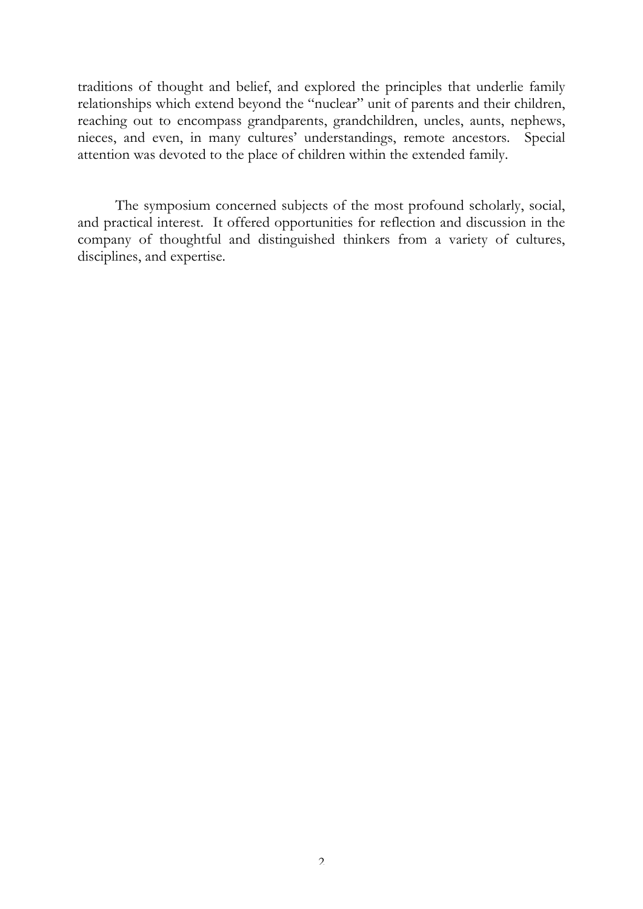traditions of thought and belief, and explored the principles that underlie family relationships which extend beyond the "nuclear" unit of parents and their children, reaching out to encompass grandparents, grandchildren, uncles, aunts, nephews, nieces, and even, in many cultures' understandings, remote ancestors. Special attention was devoted to the place of children within the extended family.

The symposium concerned subjects of the most profound scholarly, social, and practical interest. It offered opportunities for reflection and discussion in the company of thoughtful and distinguished thinkers from a variety of cultures, disciplines, and expertise.